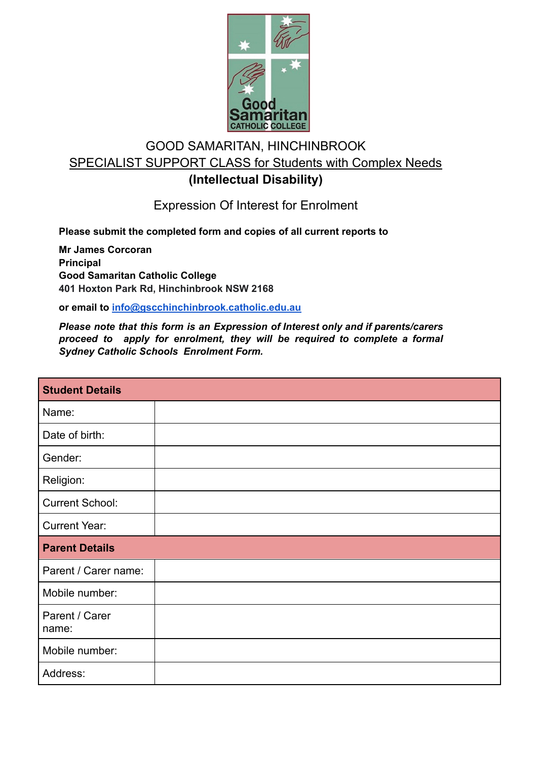# GOOD SAMARITAN, HINCHINBROOK

## SPECIALIST SUPPORT CLASS for Students with Complex Needs

## (Intellectual Disability)

### Expression Of Interest for Enrolment

**Please submit the completed form and copies of all current reports to**

**Mr James Corcoran**
**Principal**
**Good Samaritan Catholic College**
**401 Hoxton Park Rd, Hinchinbrook NSW 2168**

**or email to info@gscchinchinbrook.catholic.edu.au**

***Please note that this form is an Expression of Interest only and if parents/carers proceed to apply for enrolment, they will be required to complete a formal Sydney Catholic Schools Enrolment Form.***

| **Student Details** | |
|---|---|
| Name: | |
| Date of birth: | |
| Gender: | |
| Religion: | |
| Current School: | |
| Current Year: | |
| **Parent Details** | |
| Parent / Carer name: | |
| Mobile number: | |
| Parent / Carer name: | |
| Mobile number: | |
| Address: | |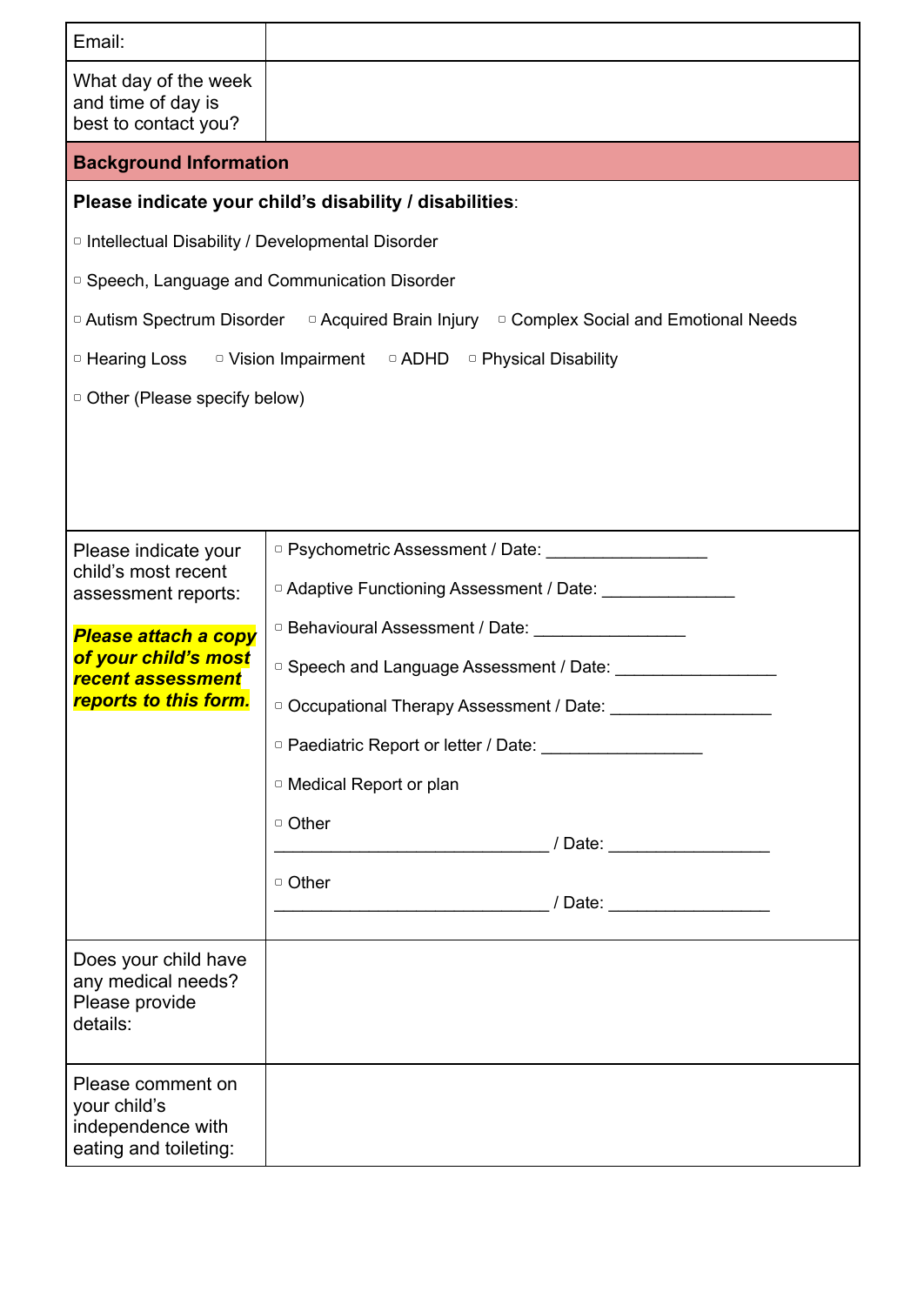| Email: | |
|---|---|
| What day of the week and time of day is best to contact you? | |

**Background Information**

**Please indicate your child's disability / disabilities**:

▢ Intellectual Disability / Developmental Disorder

▢ Speech, Language and Communication Disorder

▢ Autism Spectrum Disorder ▢ Acquired Brain Injury ▢ Complex Social and Emotional Needs

▢ Hearing Loss ▢ Vision Impairment ▢ ADHD ▢ Physical Disability

▢ Other (Please specify below)

| Please indicate your child's most recent assessment reports:<br><br>***Please attach a copy of your child's most recent assessment reports to this form.*** | ▢ Psychometric Assessment / Date: ________________<br>▢ Adaptive Functioning Assessment / Date: ______________<br>▢ Behavioural Assessment / Date: ________________<br>▢ Speech and Language Assessment / Date: ________________<br>▢ Occupational Therapy Assessment / Date: ________________<br>▢ Paediatric Report or letter / Date: ________________<br>▢ Medical Report or plan<br>▢ Other ____________________________ / Date: ________________<br>▢ Other ____________________________ / Date: ________________ |
|---|---|
| Does your child have any medical needs? Please provide details: | |
| Please comment on your child's independence with eating and toileting: | |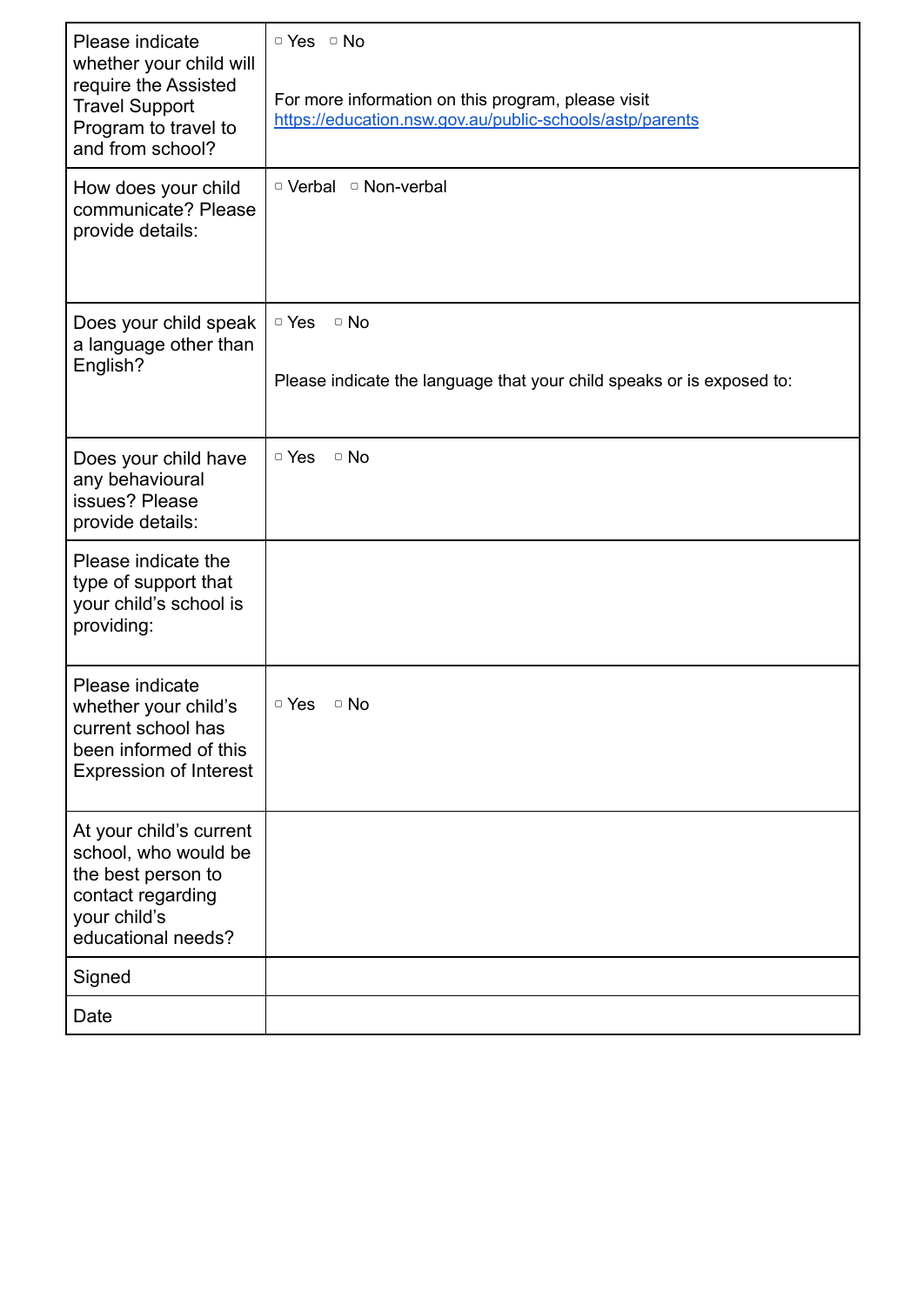| | |
|---|---|
| Please indicate whether your child will require the Assisted Travel Support Program to travel to and from school? | ▢ Yes ▢ No<br><br>For more information on this program, please visit [https://education.nsw.gov.au/public-schools/astp/parents](https://education.nsw.gov.au/public-schools/astp/parents) |
| How does your child communicate? Please provide details: | ▢ Verbal ▢ Non-verbal |
| Does your child speak a language other than English? | ▢ Yes ▢ No<br><br>Please indicate the language that your child speaks or is exposed to: |
| Does your child have any behavioural issues? Please provide details: | ▢ Yes ▢ No |
| Please indicate the type of support that your child's school is providing: | |
| Please indicate whether your child's current school has been informed of this Expression of Interest | ▢ Yes ▢ No |
| At your child's current school, who would be the best person to contact regarding your child's educational needs? | |
| Signed | |
| Date | |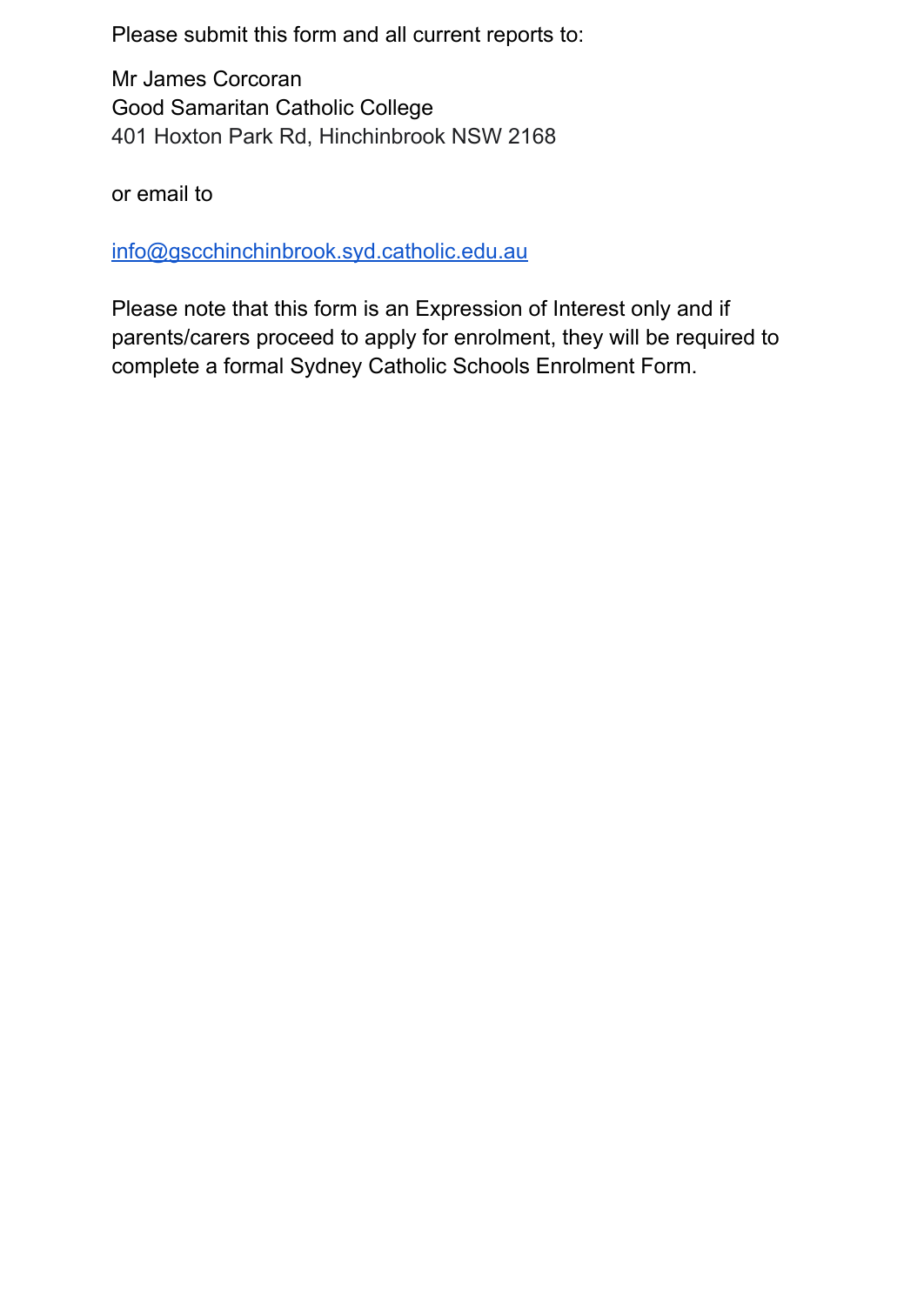Please submit this form and all current reports to:

Mr James Corcoran
Good Samaritan Catholic College
401 Hoxton Park Rd, Hinchinbrook NSW 2168

or email to

info@gscchinchinbrook.syd.catholic.edu.au

Please note that this form is an Expression of Interest only and if parents/carers proceed to apply for enrolment, they will be required to complete a formal Sydney Catholic Schools Enrolment Form.